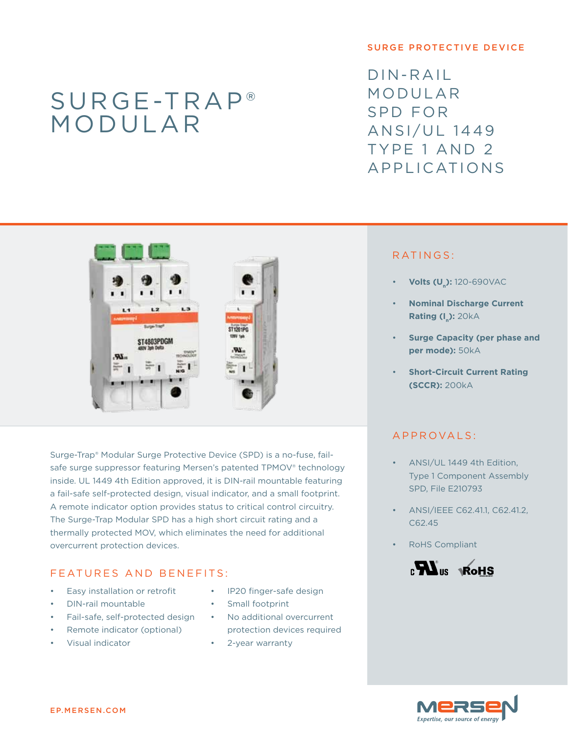# SURGE-TRAP® MODULAR

SURGE PROTECTIVE DEVICE

## DIN-RAIL MODULAR SPD FOR ANSI/UL 1449 TYPE 1 AND 2 APPLICATIONS

Surge-Trap® Modular Surge Protective Device (SPD) is a no-fuse, fail-safe surge suppressor featuring Mersen's patented TPMOV® technology inside. UL 1449 4th Edition approved, it is DIN-rail mountable featuring a fail-safe self-protected design, visual indicator, and a small footprint. A remote indicator option provides status to critical control circuitry. The Surge-Trap Modular SPD has a high short circuit rating and a thermally protected MOV, which eliminates the need for additional overcurrent protection devices.

### FEATURES AND BENEFITS:

- Easy installation or retrofit
- DIN-rail mountable
- Fail-safe, self-protected design
- Remote indicator (optional)
- Visual indicator
- IP20 finger-safe design
- Small footprint
- No additional overcurrent protection devices required
- 2-year warranty

### RATINGS:

- **Volts ($U_n$):** 120-690VAC
- **Nominal Discharge Current Rating ($I_n$):** 20kA
- **Surge Capacity (per phase and per mode):** 50kA
- **Short-Circuit Current Rating (SCCR):** 200kA

### APPROVALS:

- ANSI/UL 1449 4th Edition, Type 1 Component Assembly SPD, File E210793
- ANSI/IEEE C62.41.1, C62.41.2, C62.45
- RoHS Compliant

EP.MERSEN.COM

MERSEN *Expertise, our source of energy*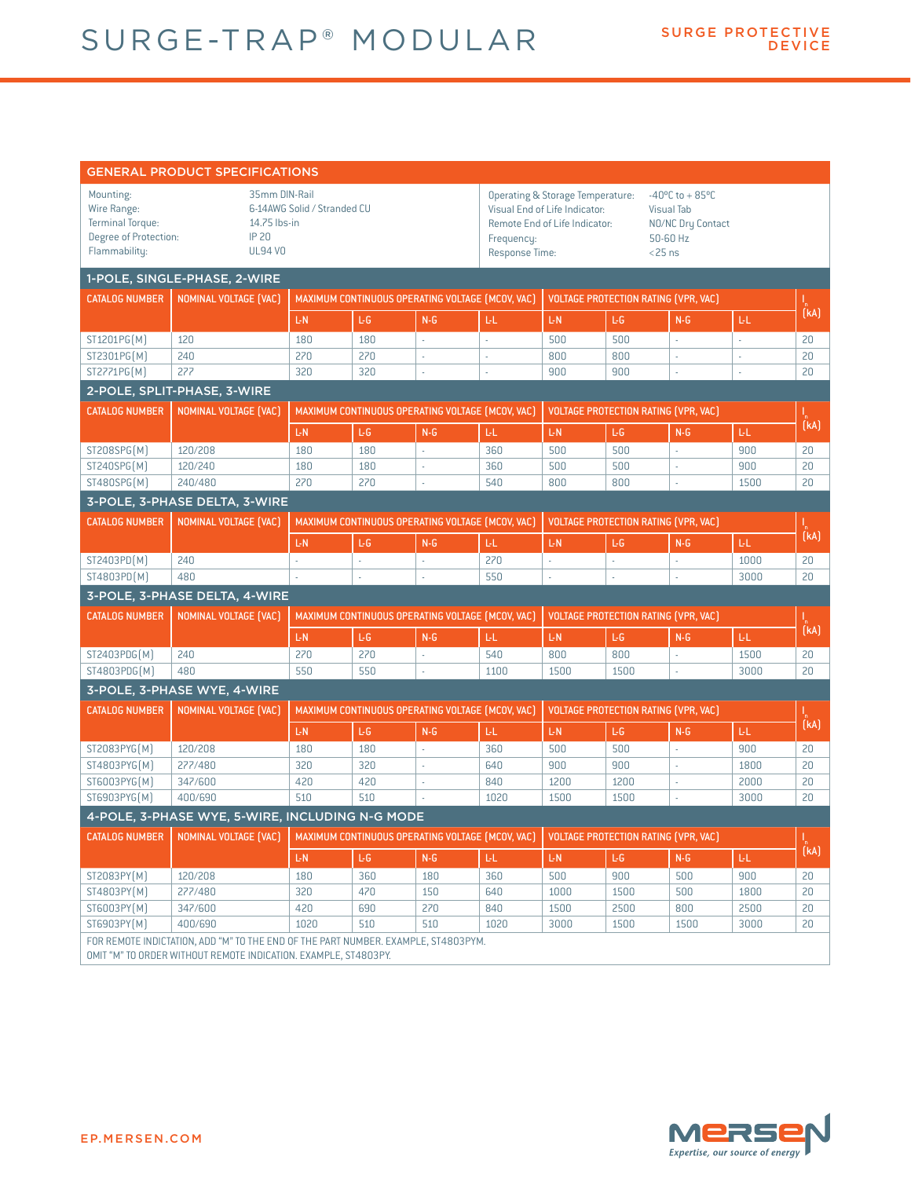# SURGE-TRAP® MODULAR

SURGE PROTECTIVE DEVICE

## GENERAL PRODUCT SPECIFICATIONS

| | | | |
|---|---|---|---|
| Mounting: | 35mm DIN-Rail | Operating & Storage Temperature: | -40°C to + 85°C |
| Wire Range: | 6-14AWG Solid / Stranded CU | Visual End of Life Indicator: | Visual Tab |
| Terminal Torque: | 14.75 lbs-in | Remote End of Life Indicator: | NO/NC Dry Contact |
| Degree of Protection: | IP 20 | Frequency: | 50-60 Hz |
| Flammability: | UL94 V0 | Response Time: | <25 ns |

### 1-POLE, SINGLE-PHASE, 2-WIRE

| CATALOG NUMBER | NOMINAL VOLTAGE (VAC) | MAXIMUM CONTINUOUS OPERATING VOLTAGE (MCOV, VAC) | | | | VOLTAGE PROTECTION RATING (VPR, VAC) | | | | $I_n$ (kA) |
|---|---|---|---|---|---|---|---|---|---|---|
| | | L-N | L-G | N-G | L-L | L-N | L-G | N-G | L-L | |
| ST1201PG(M) | 120 | 180 | 180 | - | - | 500 | 500 | - | - | 20 |
| ST2301PG(M) | 240 | 270 | 270 | - | - | 800 | 800 | - | - | 20 |
| ST2771PG(M) | 277 | 320 | 320 | - | - | 900 | 900 | - | - | 20 |

### 2-POLE, SPLIT-PHASE, 3-WIRE

| CATALOG NUMBER | NOMINAL VOLTAGE (VAC) | MAXIMUM CONTINUOUS OPERATING VOLTAGE (MCOV, VAC) | | | | VOLTAGE PROTECTION RATING (VPR, VAC) | | | | $I_n$ (kA) |
|---|---|---|---|---|---|---|---|---|---|---|
| | | L-N | L-G | N-G | L-L | L-N | L-G | N-G | L-L | |
| ST208SPG(M) | 120/208 | 180 | 180 | - | 360 | 500 | 500 | - | 900 | 20 |
| ST240SPG(M) | 120/240 | 180 | 180 | - | 360 | 500 | 500 | - | 900 | 20 |
| ST480SPG(M) | 240/480 | 270 | 270 | - | 540 | 800 | 800 | - | 1500 | 20 |

### 3-POLE, 3-PHASE DELTA, 3-WIRE

| CATALOG NUMBER | NOMINAL VOLTAGE (VAC) | MAXIMUM CONTINUOUS OPERATING VOLTAGE (MCOV, VAC) | | | | VOLTAGE PROTECTION RATING (VPR, VAC) | | | | $I_n$ (kA) |
|---|---|---|---|---|---|---|---|---|---|---|
| | | L-N | L-G | N-G | L-L | L-N | L-G | N-G | L-L | |
| ST2403PD(M) | 240 | - | - | - | 270 | - | - | - | 1000 | 20 |
| ST4803PD(M) | 480 | - | - | - | 550 | - | - | - | 3000 | 20 |

### 3-POLE, 3-PHASE DELTA, 4-WIRE

| CATALOG NUMBER | NOMINAL VOLTAGE (VAC) | MAXIMUM CONTINUOUS OPERATING VOLTAGE (MCOV, VAC) | | | | VOLTAGE PROTECTION RATING (VPR, VAC) | | | | $I_n$ (kA) |
|---|---|---|---|---|---|---|---|---|---|---|
| | | L-N | L-G | N-G | L-L | L-N | L-G | N-G | L-L | |
| ST2403PDG(M) | 240 | 270 | 270 | - | 540 | 800 | 800 | - | 1500 | 20 |
| ST4803PDG(M) | 480 | 550 | 550 | - | 1100 | 1500 | 1500 | - | 3000 | 20 |

### 3-POLE, 3-PHASE WYE, 4-WIRE

| CATALOG NUMBER | NOMINAL VOLTAGE (VAC) | MAXIMUM CONTINUOUS OPERATING VOLTAGE (MCOV, VAC) | | | | VOLTAGE PROTECTION RATING (VPR, VAC) | | | | $I_n$ (kA) |
|---|---|---|---|---|---|---|---|---|---|---|
| | | L-N | L-G | N-G | L-L | L-N | L-G | N-G | L-L | |
| ST2083PYG(M) | 120/208 | 180 | 180 | - | 360 | 500 | 500 | - | 900 | 20 |
| ST4803PYG(M) | 277/480 | 320 | 320 | - | 640 | 900 | 900 | - | 1800 | 20 |
| ST6003PYG(M) | 347/600 | 420 | 420 | - | 840 | 1200 | 1200 | - | 2000 | 20 |
| ST6903PYG(M) | 400/690 | 510 | 510 | - | 1020 | 1500 | 1500 | - | 3000 | 20 |

### 4-POLE, 3-PHASE WYE, 5-WIRE, INCLUDING N-G MODE

| CATALOG NUMBER | NOMINAL VOLTAGE (VAC) | MAXIMUM CONTINUOUS OPERATING VOLTAGE (MCOV, VAC) | | | | VOLTAGE PROTECTION RATING (VPR, VAC) | | | | $I_n$ (kA) |
|---|---|---|---|---|---|---|---|---|---|---|
| | | L-N | L-G | N-G | L-L | L-N | L-G | N-G | L-L | |
| ST2083PY(M) | 120/208 | 180 | 360 | 180 | 360 | 500 | 900 | 500 | 900 | 20 |
| ST4803PY(M) | 277/480 | 320 | 470 | 150 | 640 | 1000 | 1500 | 500 | 1800 | 20 |
| ST6003PY(M) | 347/600 | 420 | 690 | 270 | 840 | 1500 | 2500 | 800 | 2500 | 20 |
| ST6903PY(M) | 400/690 | 1020 | 510 | 510 | 1020 | 3000 | 1500 | 1500 | 3000 | 20 |

FOR REMOTE INDICTATION, ADD "M" TO THE END OF THE PART NUMBER. EXAMPLE, ST4803PYM.
OMIT "M" TO ORDER WITHOUT REMOTE INDICATION. EXAMPLE, ST4803PY.

EP.MERSEN.COM

MERSEN
Expertise, our source of energy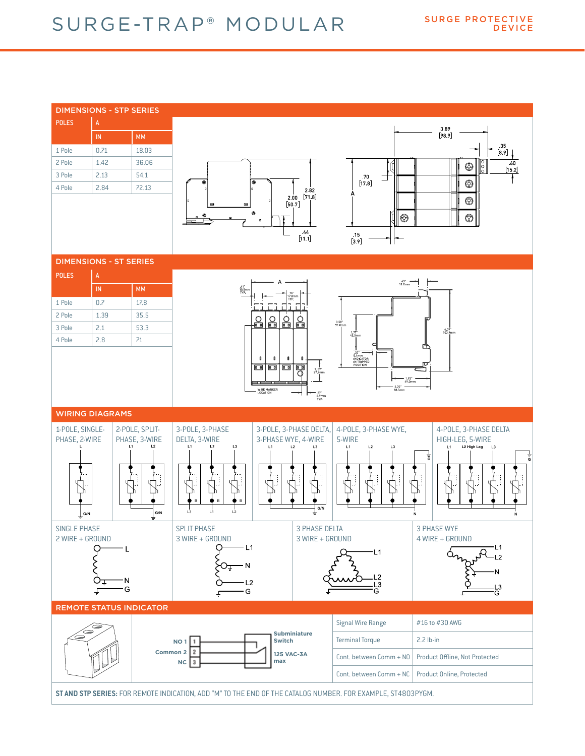# SURGE-TRAP® MODULAR

SURGE PROTECTIVE DEVICE

## DIMENSIONS - STP SERIES

| POLES | A (IN) | A (MM) |
|---|---|---|
| 1 Pole | 0.71 | 18.03 |
| 2 Pole | 1.42 | 36.06 |
| 3 Pole | 2.13 | 54.1 |
| 4 Pole | 2.84 | 72.13 |

3.89 [98.9]
.35 [8.9]
.60 [15.2]
.70 [17.8]
A
2.82 [71.8]
2.00 [50.7]
.44 [11.1]
.15 [3.9]

## DIMENSIONS - ST SERIES

| POLES | A (IN) | A (MM) |
|---|---|---|
| 1 Pole | 0.7 | 17.8 |
| 2 Pole | 1.39 | 35.5 |
| 3 Pole | 2.1 | 53.3 |
| 4 Pole | 2.8 | 71 |

A
.41" 10.5mm TYP.
.70" 17.8mm TYP.
1.09" 27.7mm
WIRE MARKER LOCATION
.27" 6.9mm TYP.
.43" 11.0mm
3.58" 91.0mm
1.77" 45.3mm
4.09" 103.9mm
.20" 5.1mm INDICATOR IN TRIPPED POSITION
1.93" 49.3mm
2.70" 68.5mm

## WIRING DIAGRAMS

1-POLE, SINGLE-PHASE, 2-WIRE
2-POLE, SPLIT-PHASE, 3-WIRE
3-POLE, 3-PHASE DELTA, 3-WIRE
3-POLE, 3-PHASE DELTA, 3-PHASE WYE, 4-WIRE
4-POLE, 3-PHASE WYE, 5-WIRE
4-POLE, 3-PHASE DELTA HIGH-LEG, 5-WIRE

SINGLE PHASE 2 WIRE + GROUND
SPLIT PHASE 3 WIRE + GROUND
3 PHASE DELTA 3 WIRE + GROUND
3 PHASE WYE 4 WIRE + GROUND

## REMOTE STATUS INDICATOR

NO 1
Common 2
NC 3
Subminiature Switch
125 VAC-3A max

| | |
|---|---|
| Signal Wire Range | #16 to #30 AWG |
| Terminal Torque | 2.2 lb-in |
| Cont. between Comm + NO | Product Offline, Not Protected |
| Cont. between Comm + NC | Product Online, Protected |

**ST AND STP SERIES:** FOR REMOTE INDICATION, ADD "M" TO THE END OF THE CATALOG NUMBER. FOR EXAMPLE, ST4803PYGM.